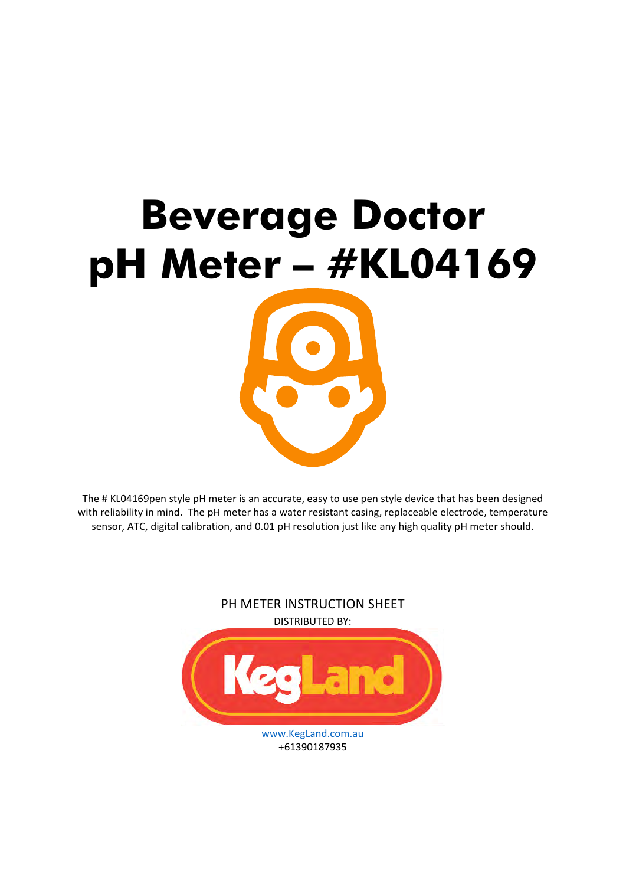# Beverage Doctor pH Meter – #KL04169

The # KL04169pen style pH meter is an accurate, easy to use pen style device that has been designed with reliability in mind. The pH meter has a water resistant casing, replaceable electrode, temperature sensor, ATC, digital calibration, and 0.01 pH resolution just like any high quality pH meter should.

PH METER INSTRUCTION SHEET

DISTRIBUTED BY:

KegLand

www.KegLand.com.au

+61390187935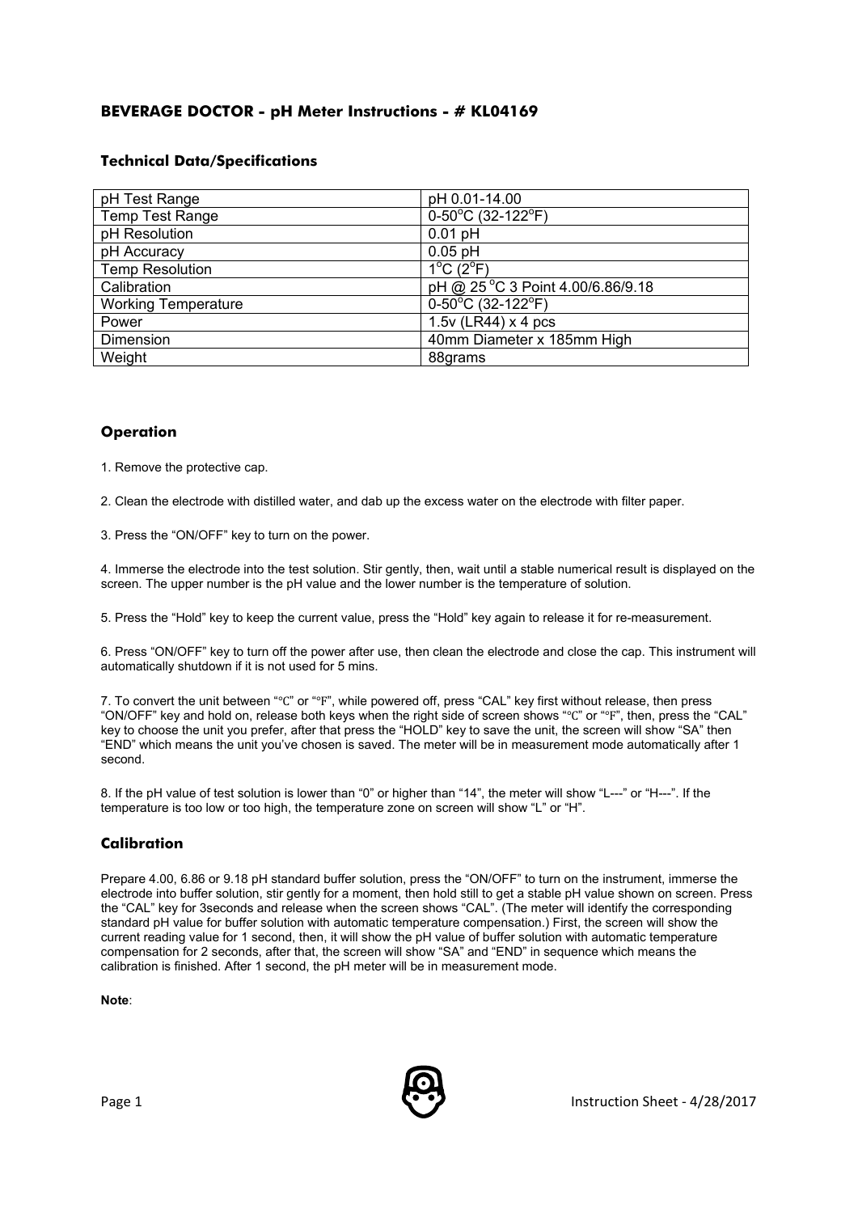## BEVERAGE DOCTOR - pH Meter Instructions - # KL04169

### Technical Data/Specifications

| | |
|---|---|
| pH Test Range | pH 0.01-14.00 |
| Temp Test Range | 0-50°C (32-122°F) |
| pH Resolution | 0.01 pH |
| pH Accuracy | 0.05 pH |
| Temp Resolution | 1°C (2°F) |
| Calibration | pH @ 25 °C 3 Point 4.00/6.86/9.18 |
| Working Temperature | 0-50°C (32-122°F) |
| Power | 1.5v (LR44) x 4 pcs |
| Dimension | 40mm Diameter x 185mm High |
| Weight | 88grams |

### Operation

1. Remove the protective cap.

2. Clean the electrode with distilled water, and dab up the excess water on the electrode with filter paper.

3. Press the "ON/OFF" key to turn on the power.

4. Immerse the electrode into the test solution. Stir gently, then, wait until a stable numerical result is displayed on the screen. The upper number is the pH value and the lower number is the temperature of solution.

5. Press the "Hold" key to keep the current value, press the "Hold" key again to release it for re-measurement.

6. Press "ON/OFF" key to turn off the power after use, then clean the electrode and close the cap. This instrument will automatically shutdown if it is not used for 5 mins.

7. To convert the unit between "℃" or "℉", while powered off, press "CAL" key first without release, then press "ON/OFF" key and hold on, release both keys when the right side of screen shows "℃" or "℉", then, press the "CAL" key to choose the unit you prefer, after that press the "HOLD" key to save the unit, the screen will show "SA" then "END" which means the unit you've chosen is saved. The meter will be in measurement mode automatically after 1 second.

8. If the pH value of test solution is lower than "0" or higher than "14", the meter will show "L---" or "H---". If the temperature is too low or too high, the temperature zone on screen will show "L" or "H".

### Calibration

Prepare 4.00, 6.86 or 9.18 pH standard buffer solution, press the "ON/OFF" to turn on the instrument, immerse the electrode into buffer solution, stir gently for a moment, then hold still to get a stable pH value shown on screen. Press the "CAL" key for 3seconds and release when the screen shows "CAL". (The meter will identify the corresponding standard pH value for buffer solution with automatic temperature compensation.) First, the screen will show the current reading value for 1 second, then, it will show the pH value of buffer solution with automatic temperature compensation for 2 seconds, after that, the screen will show "SA" and "END" in sequence which means the calibration is finished. After 1 second, the pH meter will be in measurement mode.

**Note**: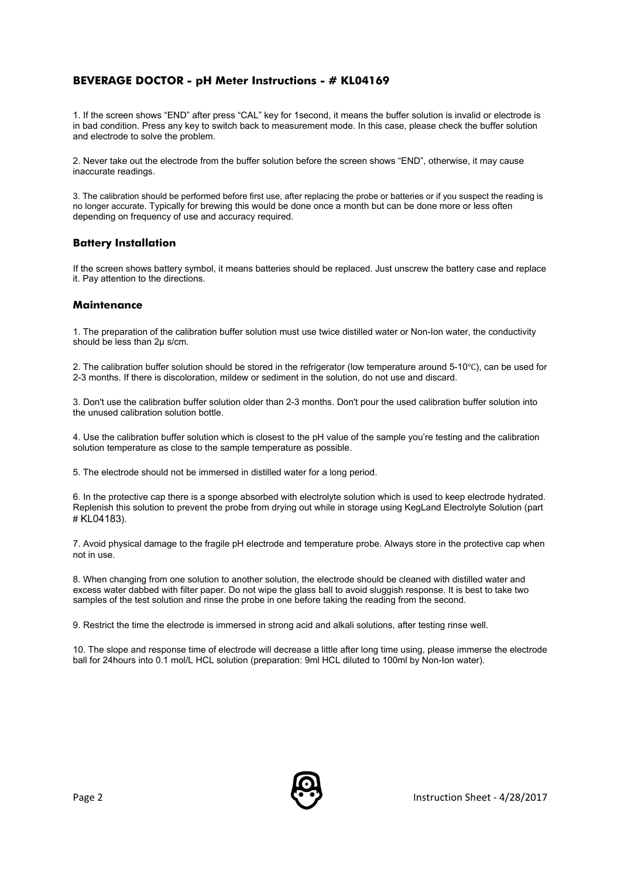## BEVERAGE DOCTOR - pH Meter Instructions - # KL04169

1. If the screen shows "END" after press "CAL" key for 1second, it means the buffer solution is invalid or electrode is in bad condition. Press any key to switch back to measurement mode. In this case, please check the buffer solution and electrode to solve the problem.

2. Never take out the electrode from the buffer solution before the screen shows "END", otherwise, it may cause inaccurate readings.

3. The calibration should be performed before first use, after replacing the probe or batteries or if you suspect the reading is no longer accurate. Typically for brewing this would be done once a month but can be done more or less often depending on frequency of use and accuracy required.

### Battery Installation

If the screen shows battery symbol, it means batteries should be replaced. Just unscrew the battery case and replace it. Pay attention to the directions.

### Maintenance

1. The preparation of the calibration buffer solution must use twice distilled water or Non-Ion water, the conductivity should be less than 2μ s/cm.

2. The calibration buffer solution should be stored in the refrigerator (low temperature around 5-10℃), can be used for 2-3 months. If there is discoloration, mildew or sediment in the solution, do not use and discard.

3. Don't use the calibration buffer solution older than 2-3 months. Don't pour the used calibration buffer solution into the unused calibration solution bottle.

4. Use the calibration buffer solution which is closest to the pH value of the sample you're testing and the calibration solution temperature as close to the sample temperature as possible.

5. The electrode should not be immersed in distilled water for a long period.

6. In the protective cap there is a sponge absorbed with electrolyte solution which is used to keep electrode hydrated. Replenish this solution to prevent the probe from drying out while in storage using KegLand Electrolyte Solution (part # KL04183).

7. Avoid physical damage to the fragile pH electrode and temperature probe. Always store in the protective cap when not in use.

8. When changing from one solution to another solution, the electrode should be cleaned with distilled water and excess water dabbed with filter paper. Do not wipe the glass ball to avoid sluggish response. It is best to take two samples of the test solution and rinse the probe in one before taking the reading from the second.

9. Restrict the time the electrode is immersed in strong acid and alkali solutions, after testing rinse well.

10. The slope and response time of electrode will decrease a little after long time using, please immerse the electrode ball for 24hours into 0.1 mol/L HCL solution (preparation: 9ml HCL diluted to 100ml by Non-Ion water).

Instruction Sheet - 4/28/2017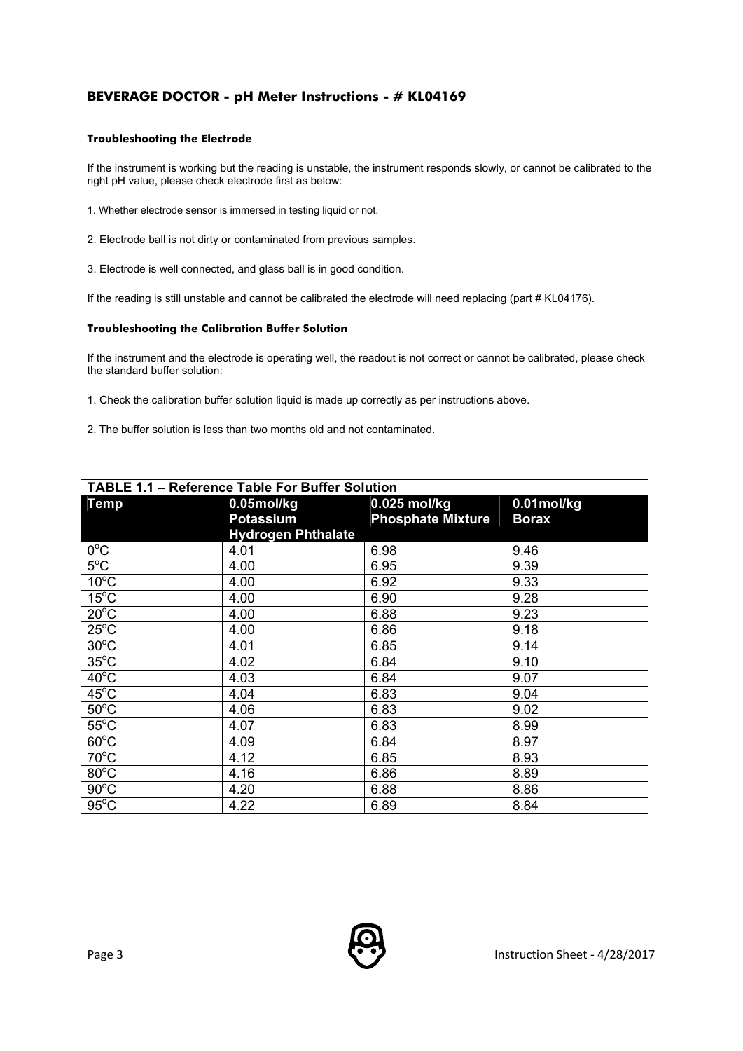# BEVERAGE DOCTOR - pH Meter Instructions - # KL04169

### Troubleshooting the Electrode

If the instrument is working but the reading is unstable, the instrument responds slowly, or cannot be calibrated to the right pH value, please check electrode first as below:

1. Whether electrode sensor is immersed in testing liquid or not.

2. Electrode ball is not dirty or contaminated from previous samples.

3. Electrode is well connected, and glass ball is in good condition.

If the reading is still unstable and cannot be calibrated the electrode will need replacing (part # KL04176).

### Troubleshooting the Calibration Buffer Solution

If the instrument and the electrode is operating well, the readout is not correct or cannot be calibrated, please check the standard buffer solution:

1. Check the calibration buffer solution liquid is made up correctly as per instructions above.

2. The buffer solution is less than two months old and not contaminated.

**TABLE 1.1 – Reference Table For Buffer Solution**

| Temp | 0.05mol/kg Potassium Hydrogen Phthalate | 0.025 mol/kg Phosphate Mixture | 0.01mol/kg Borax |
|---|---|---|---|
| 0°C | 4.01 | 6.98 | 9.46 |
| 5°C | 4.00 | 6.95 | 9.39 |
| 10°C | 4.00 | 6.92 | 9.33 |
| 15°C | 4.00 | 6.90 | 9.28 |
| 20°C | 4.00 | 6.88 | 9.23 |
| 25°C | 4.00 | 6.86 | 9.18 |
| 30°C | 4.01 | 6.85 | 9.14 |
| 35°C | 4.02 | 6.84 | 9.10 |
| 40°C | 4.03 | 6.84 | 9.07 |
| 45°C | 4.04 | 6.83 | 9.04 |
| 50°C | 4.06 | 6.83 | 9.02 |
| 55°C | 4.07 | 6.83 | 8.99 |
| 60°C | 4.09 | 6.84 | 8.97 |
| 70°C | 4.12 | 6.85 | 8.93 |
| 80°C | 4.16 | 6.86 | 8.89 |
| 90°C | 4.20 | 6.88 | 8.86 |
| 95°C | 4.22 | 6.89 | 8.84 |